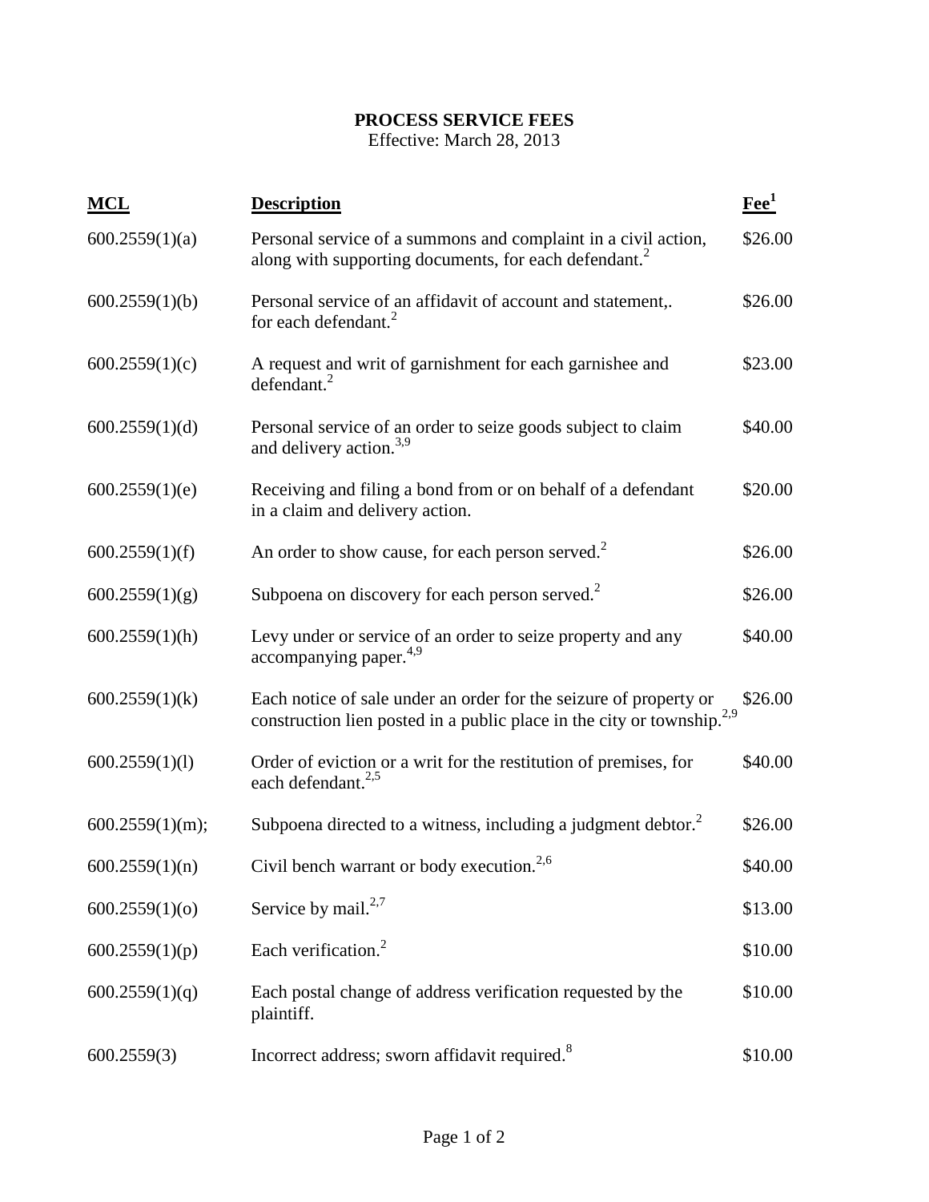# PROCESS SERVICE FEES

Effective: March 28, 2013

| MCL | Description | Fee[1] |
| --- | --- | --- |
| 600.2559(1)(a) | Personal service of a summons and complaint in a civil action, along with supporting documents, for each defendant.[2] | $26.00 |
| 600.2559(1)(b) | Personal service of an affidavit of account and statement,. for each defendant.[2] | $26.00 |
| 600.2559(1)(c) | A request and writ of garnishment for each garnishee and defendant.[2] | $23.00 |
| 600.2559(1)(d) | Personal service of an order to seize goods subject to claim and delivery action.[3,9] | $40.00 |
| 600.2559(1)(e) | Receiving and filing a bond from or on behalf of a defendant in a claim and delivery action. | $20.00 |
| 600.2559(1)(f) | An order to show cause, for each person served.[2] | $26.00 |
| 600.2559(1)(g) | Subpoena on discovery for each person served.[2] | $26.00 |
| 600.2559(1)(h) | Levy under or service of an order to seize property and any accompanying paper.[4,9] | $40.00 |
| 600.2559(1)(k) | Each notice of sale under an order for the seizure of property or construction lien posted in a public place in the city or township.[2,9] | $26.00 |
| 600.2559(1)(l) | Order of eviction or a writ for the restitution of premises, for each defendant.[2,5] | $40.00 |
| 600.2559(1)(m); | Subpoena directed to a witness, including a judgment debtor.[2] | $26.00 |
| 600.2559(1)(n) | Civil bench warrant or body execution.[2,6] | $40.00 |
| 600.2559(1)(o) | Service by mail.[2,7] | $13.00 |
| 600.2559(1)(p) | Each verification.[2] | $10.00 |
| 600.2559(1)(q) | Each postal change of address verification requested by the plaintiff. | $10.00 |
| 600.2559(3) | Incorrect address; sworn affidavit required.[8] | $10.00 |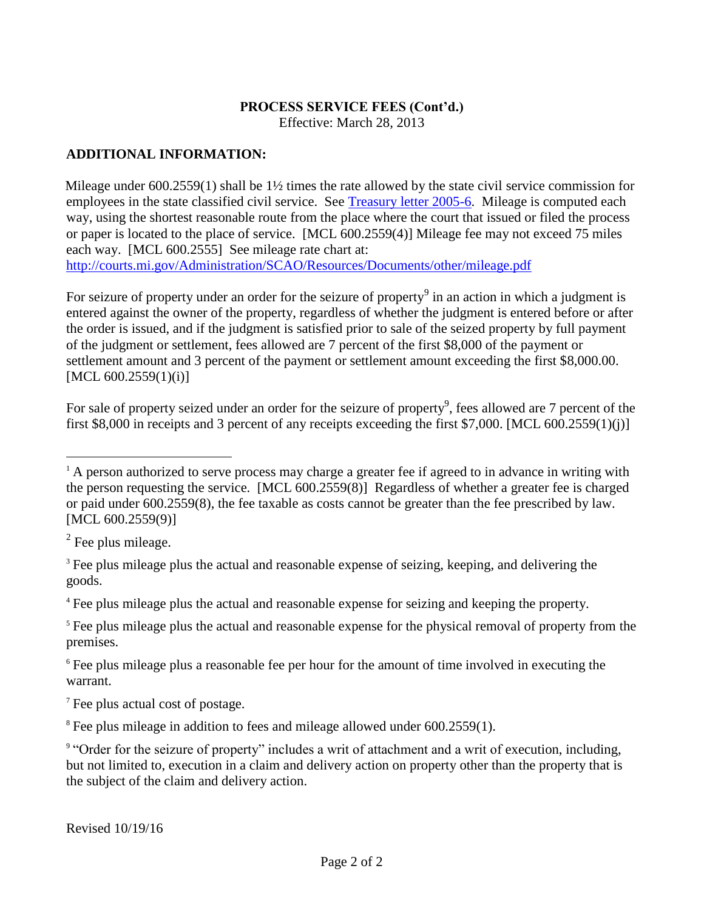**PROCESS SERVICE FEES (Cont'd.)**

Effective: March 28, 2013

## ADDITIONAL INFORMATION:

Mileage under 600.2559(1) shall be 1½ times the rate allowed by the state civil service commission for employees in the state classified civil service. See Treasury letter 2005-6. Mileage is computed each way, using the shortest reasonable route from the place where the court that issued or filed the process or paper is located to the place of service. [MCL 600.2559(4)] Mileage fee may not exceed 75 miles each way. [MCL 600.2555] See mileage rate chart at: http://courts.mi.gov/Administration/SCAO/Resources/Documents/other/mileage.pdf

For seizure of property under an order for the seizure of property[9] in an action in which a judgment is entered against the owner of the property, regardless of whether the judgment is entered before or after the order is issued, and if the judgment is satisfied prior to sale of the seized property by full payment of the judgment or settlement, fees allowed are 7 percent of the first $8,000 of the payment or settlement amount and 3 percent of the payment or settlement amount exceeding the first $8,000.00. [MCL 600.2559(1)(i)]

For sale of property seized under an order for the seizure of property[9], fees allowed are 7 percent of the first $8,000 in receipts and 3 percent of any receipts exceeding the first $7,000. [MCL 600.2559(1)(j)]

---

[1] A person authorized to serve process may charge a greater fee if agreed to in advance in writing with the person requesting the service. [MCL 600.2559(8)] Regardless of whether a greater fee is charged or paid under 600.2559(8), the fee taxable as costs cannot be greater than the fee prescribed by law. [MCL 600.2559(9)]

[2] Fee plus mileage.

[3] Fee plus mileage plus the actual and reasonable expense of seizing, keeping, and delivering the goods.

[4] Fee plus mileage plus the actual and reasonable expense for seizing and keeping the property.

[5] Fee plus mileage plus the actual and reasonable expense for the physical removal of property from the premises.

[6] Fee plus mileage plus a reasonable fee per hour for the amount of time involved in executing the warrant.

[7] Fee plus actual cost of postage.

[8] Fee plus mileage in addition to fees and mileage allowed under 600.2559(1).

[9] "Order for the seizure of property" includes a writ of attachment and a writ of execution, including, but not limited to, execution in a claim and delivery action on property other than the property that is the subject of the claim and delivery action.

Revised 10/19/16